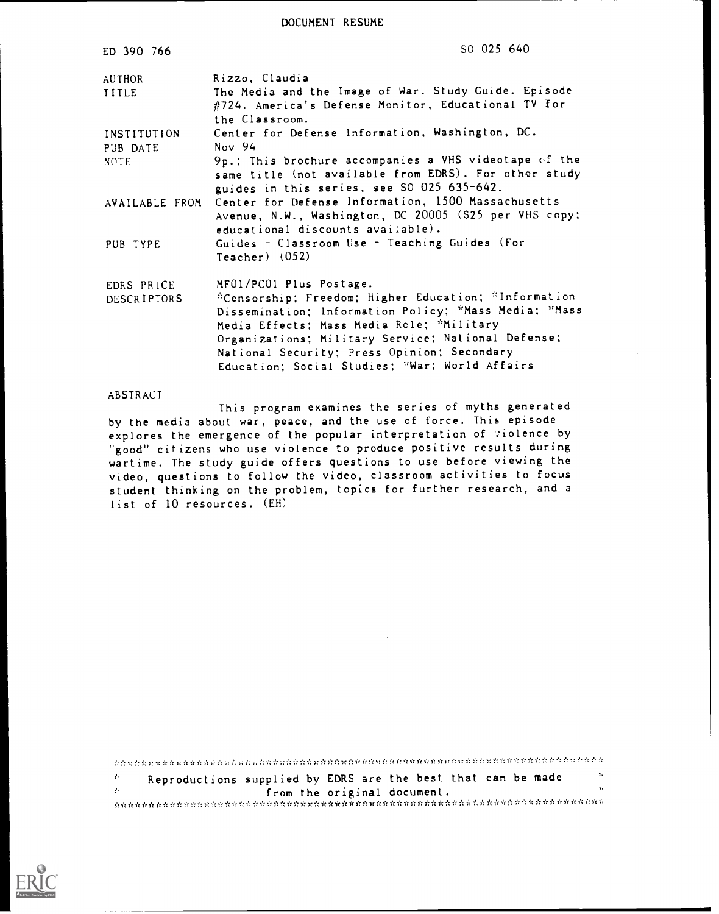DOCUMENT RESUME

| | |
|---|---|
| ED 390 766 | SO 025 640 |
| AUTHOR | Rizzo, Claudia |
| TITLE | The Media and the Image of War. Study Guide. Episode #724. America's Defense Monitor, Educational TV for the Classroom. |
| INSTITUTION | Center for Defense Information, Washington, DC. |
| PUB DATE | Nov 94 |
| NOTE | 9p.; This brochure accompanies a VHS videotape of the same title (not available from EDRS). For other study guides in this series, see SO 025 635-642. |
| AVAILABLE FROM | Center for Defense Information, 1500 Massachusetts Avenue, N.W., Washington, DC 20005 ($25 per VHS copy; educational discounts available). |
| PUB TYPE | Guides - Classroom Use - Teaching Guides (For Teacher) (052) |
| EDRS PRICE | MF01/PC01 Plus Postage. |
| DESCRIPTORS | *Censorship; Freedom; Higher Education; *Information Dissemination; Information Policy; *Mass Media; *Mass Media Effects; Mass Media Role; *Military Organizations; Military Service; National Defense; National Security; Press Opinion; Secondary Education; Social Studies; *War; World Affairs |

ABSTRACT

This program examines the series of myths generated by the media about war, peace, and the use of force. This episode explores the emergence of the popular interpretation of violence by "good" citizens who use violence to produce positive results during wartime. The study guide offers questions to use before viewing the video, questions to follow the video, classroom activities to focus student thinking on the problem, topics for further research, and a list of 10 resources. (EH)

Reproductions supplied by EDRS are the best that can be made from the original document.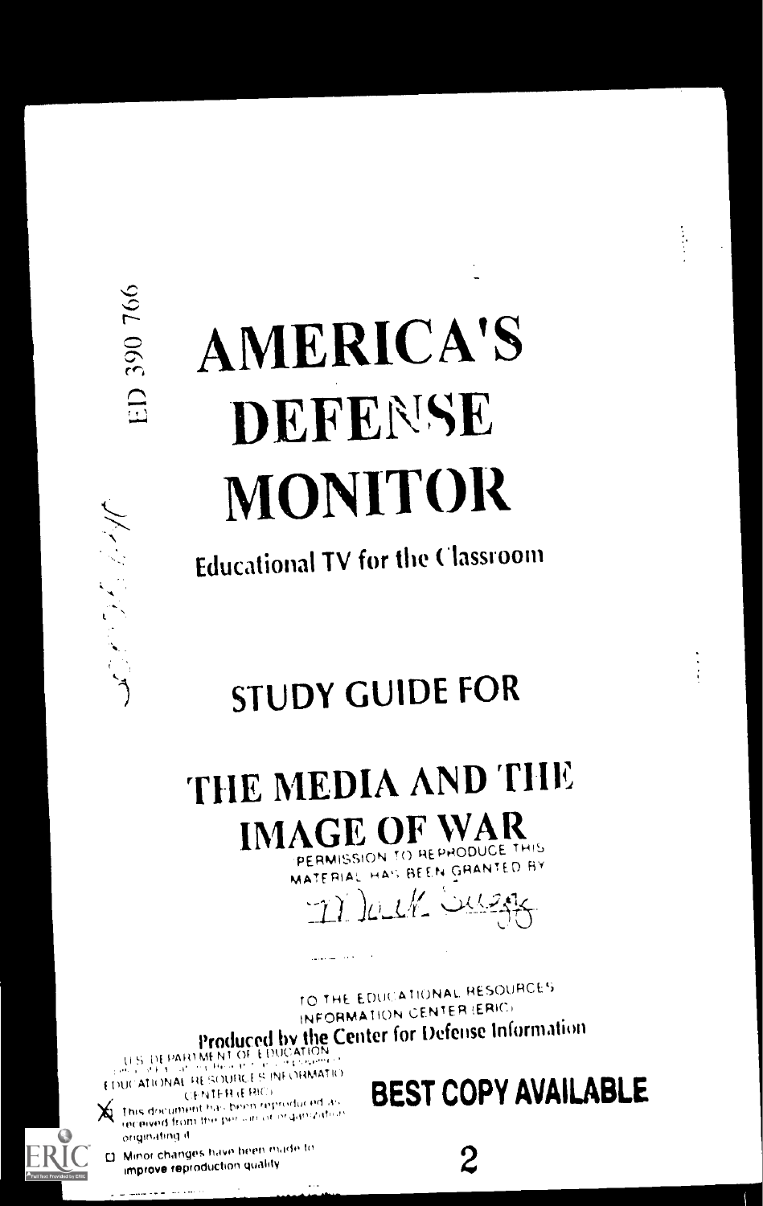ED 390 766

# AMERICA'S DEFENSE MONITOR

Educational TV for the Classroom

## STUDY GUIDE FOR

# THE MEDIA AND THE IMAGE OF WAR

PERMISSION TO REPRODUCE THIS MATERIAL HAS BEEN GRANTED BY

Mark Sugg

TO THE EDUCATIONAL RESOURCES INFORMATION CENTER (ERIC)

Produced by the Center for Defense Information

U.S. DEPARTMENT OF EDUCATION
EDUCATIONAL RESOURCES INFORMATION CENTER (ERIC)

- [x] This document has been reproduced as received from the person or organization originating it.
- [ ] Minor changes have been made to improve reproduction quality.

**BEST COPY AVAILABLE**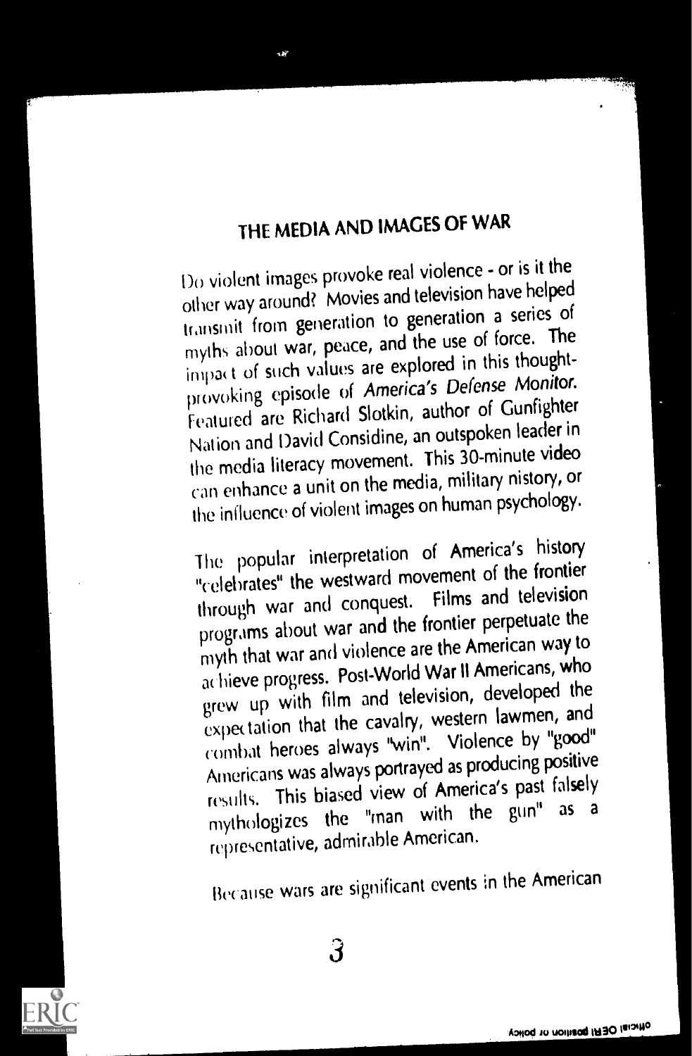## THE MEDIA AND IMAGES OF WAR

Do violent images provoke real violence - or is it the other way around? Movies and television have helped transmit from generation to generation a series of myths about war, peace, and the use of force. The impact of such values are explored in this thought-provoking episode of *America's Defense Monitor.* Featured are Richard Slotkin, author of Gunfighter Nation and David Considine, an outspoken leader in the media literacy movement. This 30-minute video can enhance a unit on the media, military nistory, or the influence of violent images on human psychology.

The popular interpretation of America's history "celebrates" the westward movement of the frontier through war and conquest. Films and television programs about war and the frontier perpetuate the myth that war and violence are the American way to achieve progress. Post-World War II Americans, who grew up with film and television, developed the expectation that the cavalry, western lawmen, and combat heroes always "win". Violence by "good" Americans was always portrayed as producing positive results. This biased view of America's past falsely mythologizes the "man with the gun" as a representative, admirable American.

Because wars are significant events in the American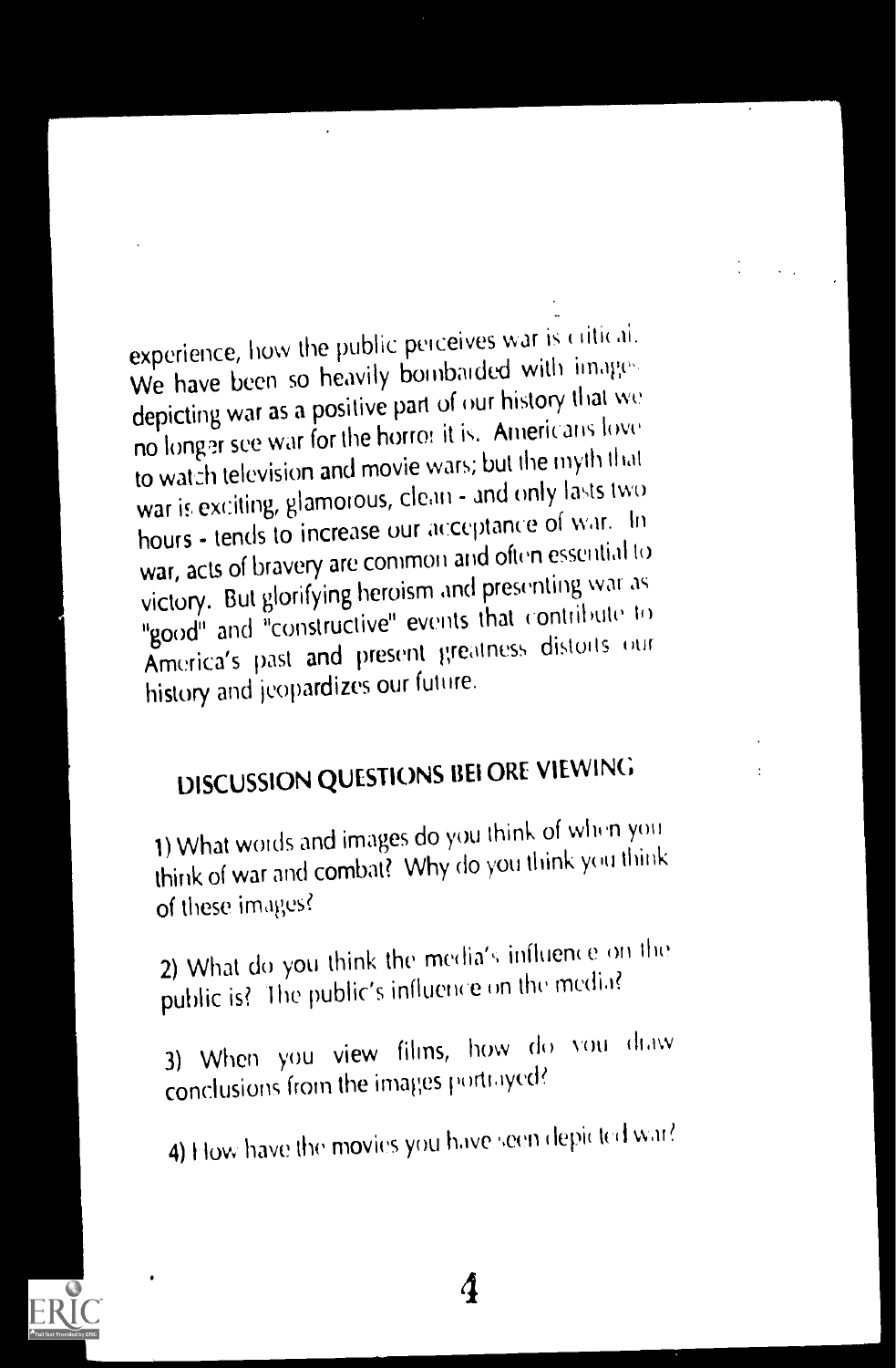experience, how the public perceives war is critical. We have been so heavily bombarded with images depicting war as a positive part of our history that we no longer see war for the horror it is. Americans love to watch television and movie wars; but the myth that war is exciting, glamorous, clean - and only lasts two hours - tends to increase our acceptance of war. In war, acts of bravery are common and often essential to victory. But glorifying heroism and presenting war as "good" and "constructive" events that contribute to America's past and present greatness distorts our history and jeopardizes our future.

## DISCUSSION QUESTIONS BEFORE VIEWING

1) What words and images do you think of when you think of war and combat? Why do you think you think of these images?

2) What do you think the media's influence on the public is? The public's influence on the media?

3) When you view films, how do you draw conclusions from the images portrayed?

4) How have the movies you have seen depicted war?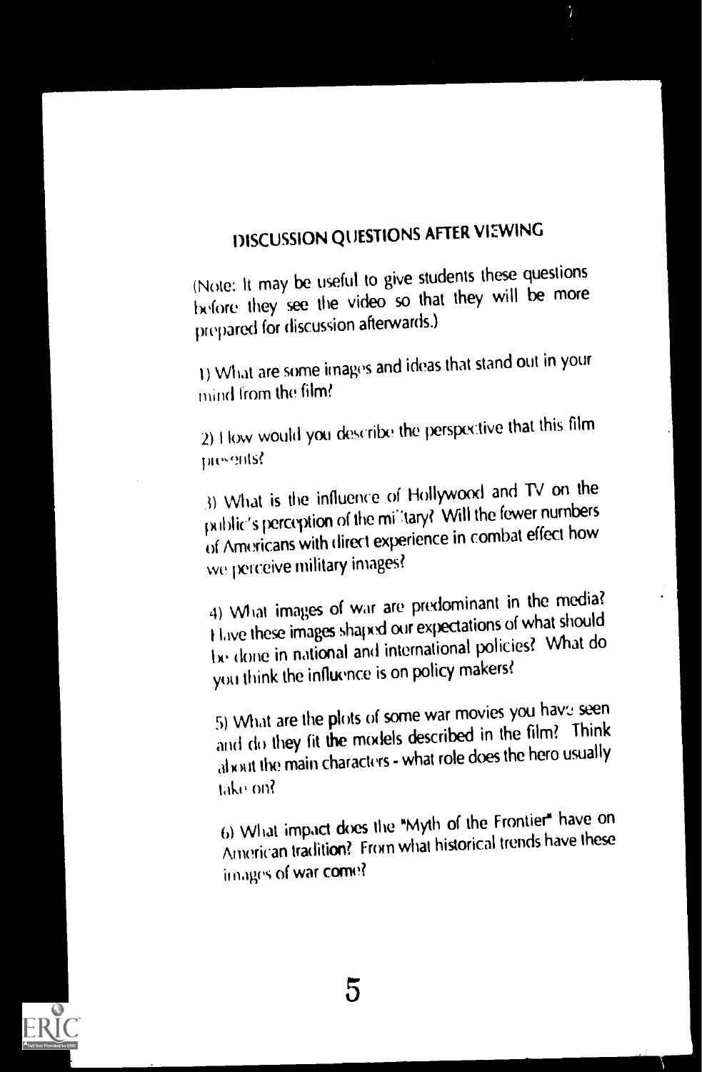## DISCUSSION QUESTIONS AFTER VIEWING

(Note: It may be useful to give students these questions before they see the video so that they will be more prepared for discussion afterwards.)

1) What are some images and ideas that stand out in your mind from the film?

2) How would you describe the perspective that this film presents?

3) What is the influence of Hollywood and TV on the public's perception of the military? Will the fewer numbers of Americans with direct experience in combat effect how we perceive military images?

4) What images of war are predominant in the media? Have these images shaped our expectations of what should be done in national and international policies? What do you think the influence is on policy makers?

5) What are the plots of some war movies you have seen and do they fit the models described in the film? Think about the main characters - what role does the hero usually take on?

6) What impact does the "Myth of the Frontier" have on American tradition? From what historical trends have these images of war come?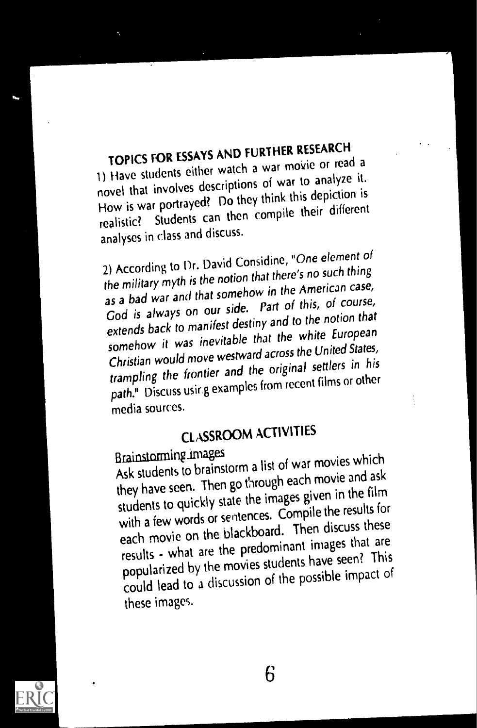## TOPICS FOR ESSAYS AND FURTHER RESEARCH

1) Have students either watch a war movie or read a novel that involves descriptions of war to analyze it. How is war portrayed? Do they think this depiction is realistic? Students can then compile their different analyses in class and discuss.

2) According to Dr. David Considine, "*One element of the military myth is the notion that there's no such thing as a bad war and that somehow in the American case, God is always on our side. Part of this, of course, extends back to manifest destiny and to the notion that somehow it was inevitable that the white European Christian would move westward across the United States, trampling the frontier and the original settlers in his path.*" Discuss using examples from recent films or other media sources.

## CLASSROOM ACTIVITIES

Brainstorming images

Ask students to brainstorm a list of war movies which they have seen. Then go through each movie and ask students to quickly state the images given in the film with a few words or sentences. Compile the results for each movie on the blackboard. Then discuss these results - what are the predominant images that are popularized by the movies students have seen? This could lead to a discussion of the possible impact of these images.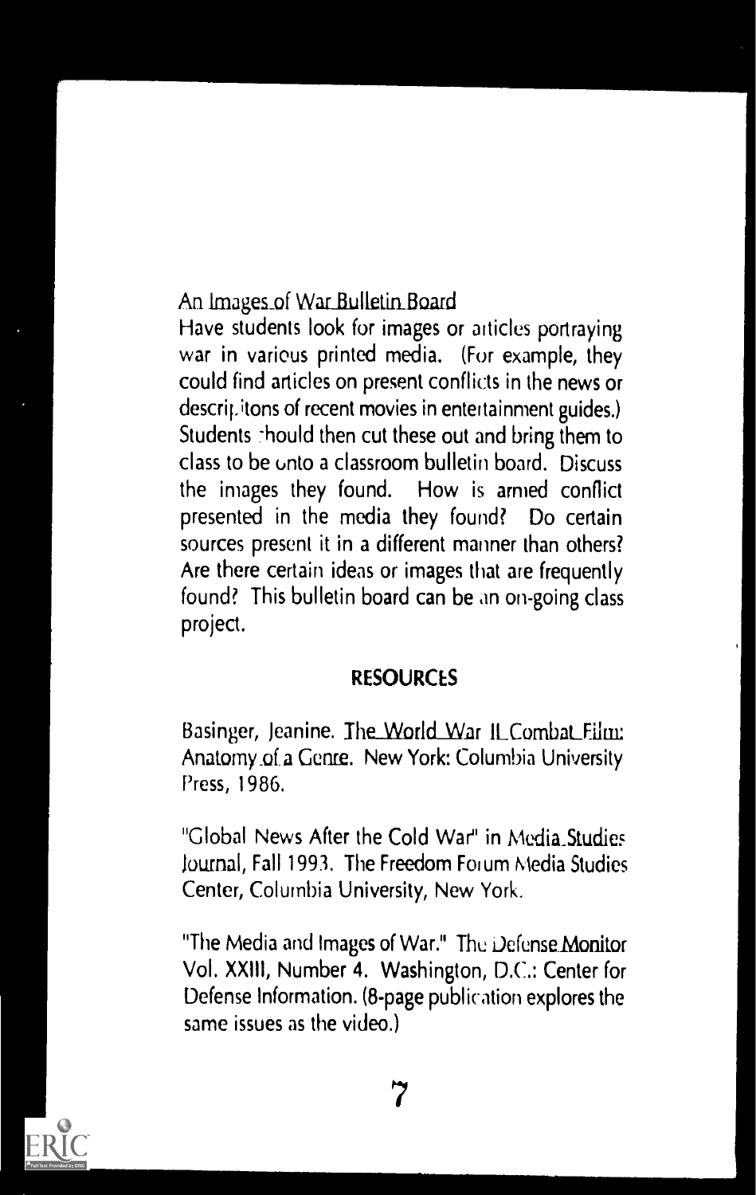## An Images of War Bulletin Board

Have students look for images or articles portraying war in various printed media. (For example, they could find articles on present conflicts in the news or descripitons of recent movies in entertainment guides.) Students should then cut these out and bring them to class to be onto a classroom bulletin board. Discuss the images they found. How is armed conflict presented in the media they found? Do certain sources present it in a different manner than others? Are there certain ideas or images that are frequently found? This bulletin board can be an on-going class project.

## RESOURCES

Basinger, Jeanine. *The World War II Combat Film: Anatomy of a Genre*. New York: Columbia University Press, 1986.

"Global News After the Cold War" in *Media Studies Journal*, Fall 1993. The Freedom Forum Media Studies Center, Columbia University, New York.

"The Media and Images of War." *The Defense Monitor* Vol. XXIII, Number 4. Washington, D.C.: Center for Defense Information. (8-page publication explores the same issues as the video.)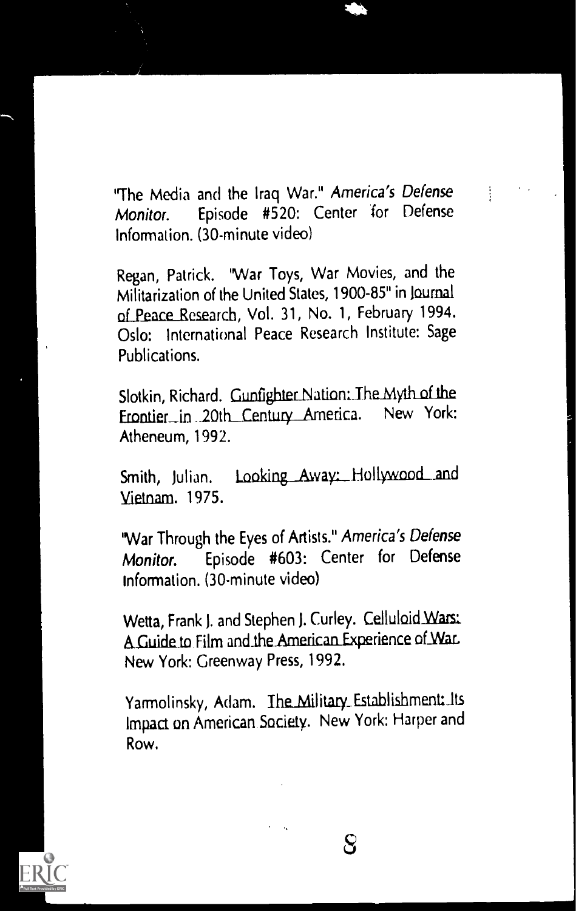"The Media and the Iraq War." *America's Defense Monitor.* Episode #520: Center for Defense Information. (30-minute video)

Regan, Patrick. "War Toys, War Movies, and the Militarization of the United States, 1900-85" in Journal of Peace Research, Vol. 31, No. 1, February 1994. Oslo: International Peace Research Institute: Sage Publications.

Slotkin, Richard. Gunfighter Nation: The Myth of the Frontier in 20th Century America. New York: Atheneum, 1992.

Smith, Julian. Looking Away: Hollywood and Vietnam. 1975.

"War Through the Eyes of Artists." *America's Defense Monitor.* Episode #603: Center for Defense Information. (30-minute video)

Wetta, Frank J. and Stephen J. Curley. Celluloid Wars: A Guide to Film and the American Experience of War. New York: Greenway Press, 1992.

Yarmolinsky, Adam. The Military Establishment: Its Impact on American Society. New York: Harper and Row.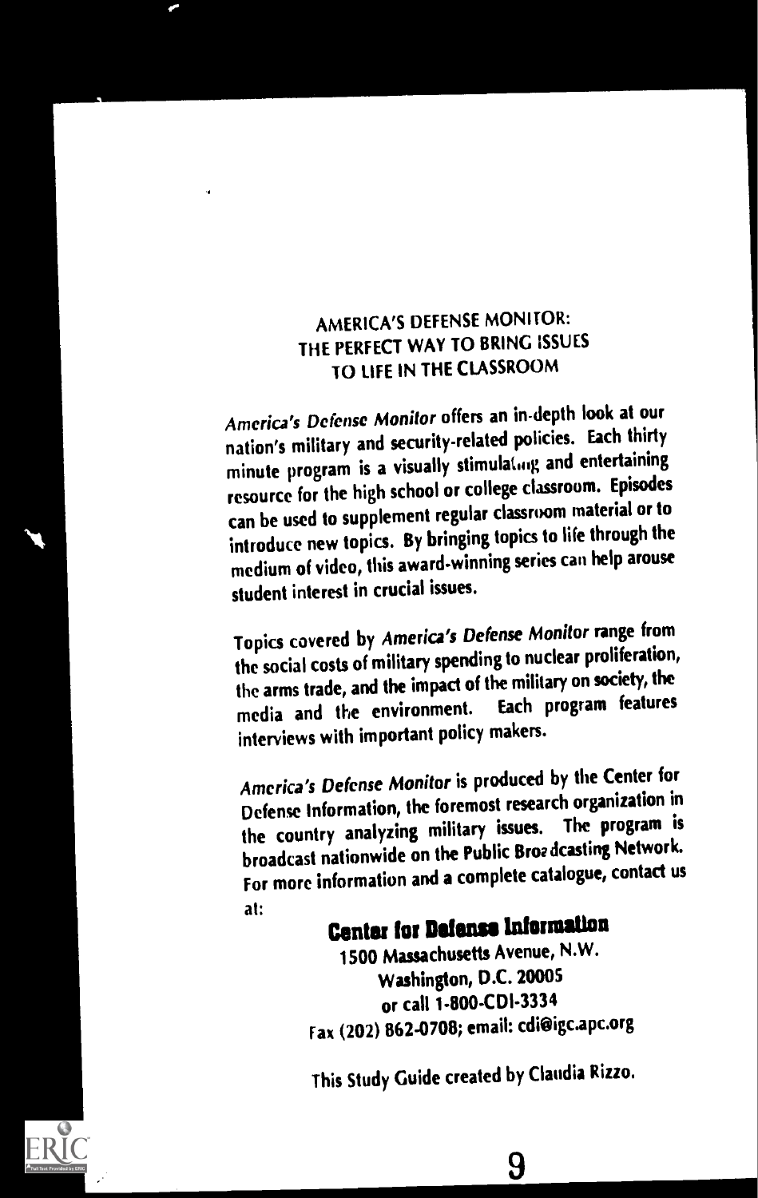## AMERICA'S DEFENSE MONITOR: THE PERFECT WAY TO BRING ISSUES TO LIFE IN THE CLASSROOM

*America's Defense Monitor* offers an in-depth look at our nation's military and security-related policies. Each thirty minute program is a visually stimulating and entertaining resource for the high school or college classroom. Episodes can be used to supplement regular classroom material or to introduce new topics. By bringing topics to life through the medium of video, this award-winning series can help arouse student interest in crucial issues.

Topics covered by *America's Defense Monitor* range from the social costs of military spending to nuclear proliferation, the arms trade, and the impact of the military on society, the media and the environment. Each program features interviews with important policy makers.

*America's Defense Monitor* is produced by the Center for Defense Information, the foremost research organization in the country analyzing military issues. The program is broadcast nationwide on the Public Broadcasting Network. For more information and a complete catalogue, contact us at:

**Center for Defense Information**
1500 Massachusetts Avenue, N.W.
Washington, D.C. 20005
or call 1-800-CDI-3334
Fax (202) 862-0708; email: cdi@igc.apc.org

This Study Guide created by Claudia Rizzo.